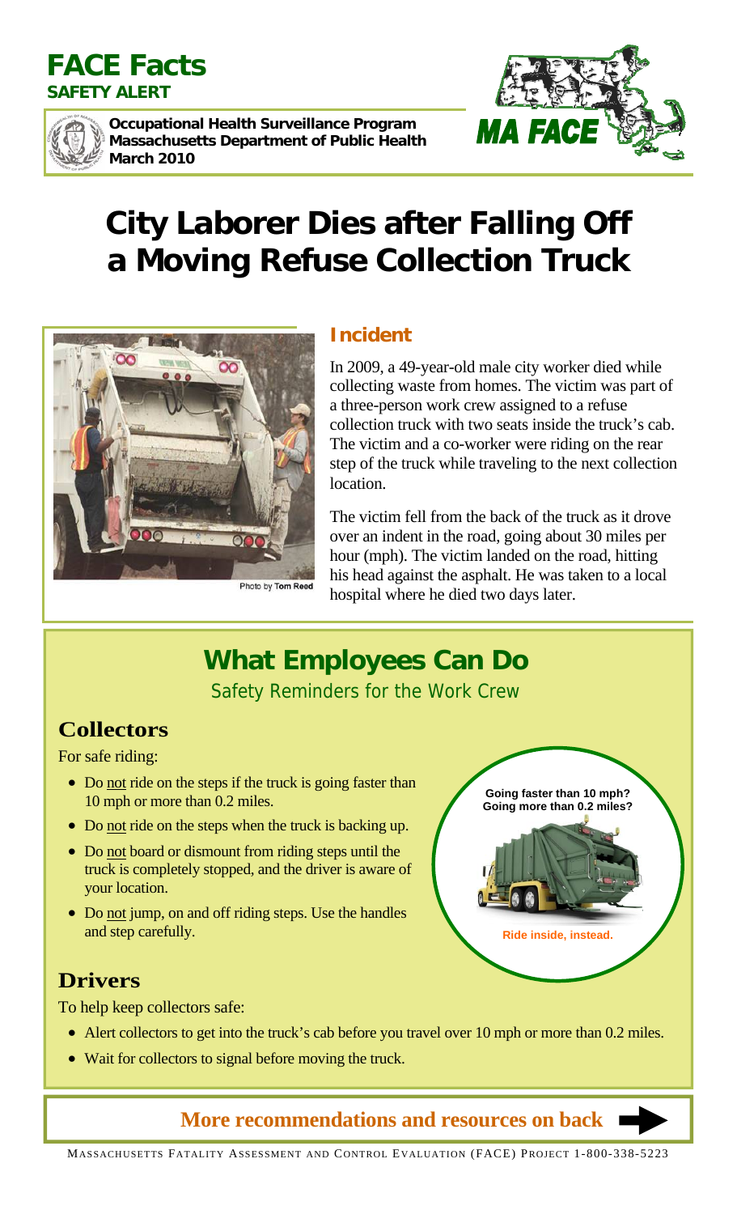# FACE Facts

**SAFETY ALERT**

**Occupational Health Surveillance Program**
**Massachusetts Department of Public Health**
**March 2010**

MA FACE

# City Laborer Dies after Falling Off a Moving Refuse Collection Truck

Photo by Tom Reed

## Incident

In 2009, a 49-year-old male city worker died while collecting waste from homes. The victim was part of a three-person work crew assigned to a refuse collection truck with two seats inside the truck's cab. The victim and a co-worker were riding on the rear step of the truck while traveling to the next collection location.

The victim fell from the back of the truck as it drove over an indent in the road, going about 30 miles per hour (mph). The victim landed on the road, hitting his head against the asphalt. He was taken to a local hospital where he died two days later.

## What Employees Can Do

Safety Reminders for the Work Crew

### Collectors

For safe riding:

- Do not ride on the steps if the truck is going faster than 10 mph or more than 0.2 miles.
- Do not ride on the steps when the truck is backing up.
- Do not board or dismount from riding steps until the truck is completely stopped, and the driver is aware of your location.
- Do not jump, on and off riding steps. Use the handles and step carefully.

**Going faster than 10 mph? Going more than 0.2 miles?**

**Ride inside, instead.**

### Drivers

To help keep collectors safe:

- Alert collectors to get into the truck's cab before you travel over 10 mph or more than 0.2 miles.
- Wait for collectors to signal before moving the truck.

**More recommendations and resources on back**

MASSACHUSETTS FATALITY ASSESSMENT AND CONTROL EVALUATION (FACE) PROJECT 1-800-338-5223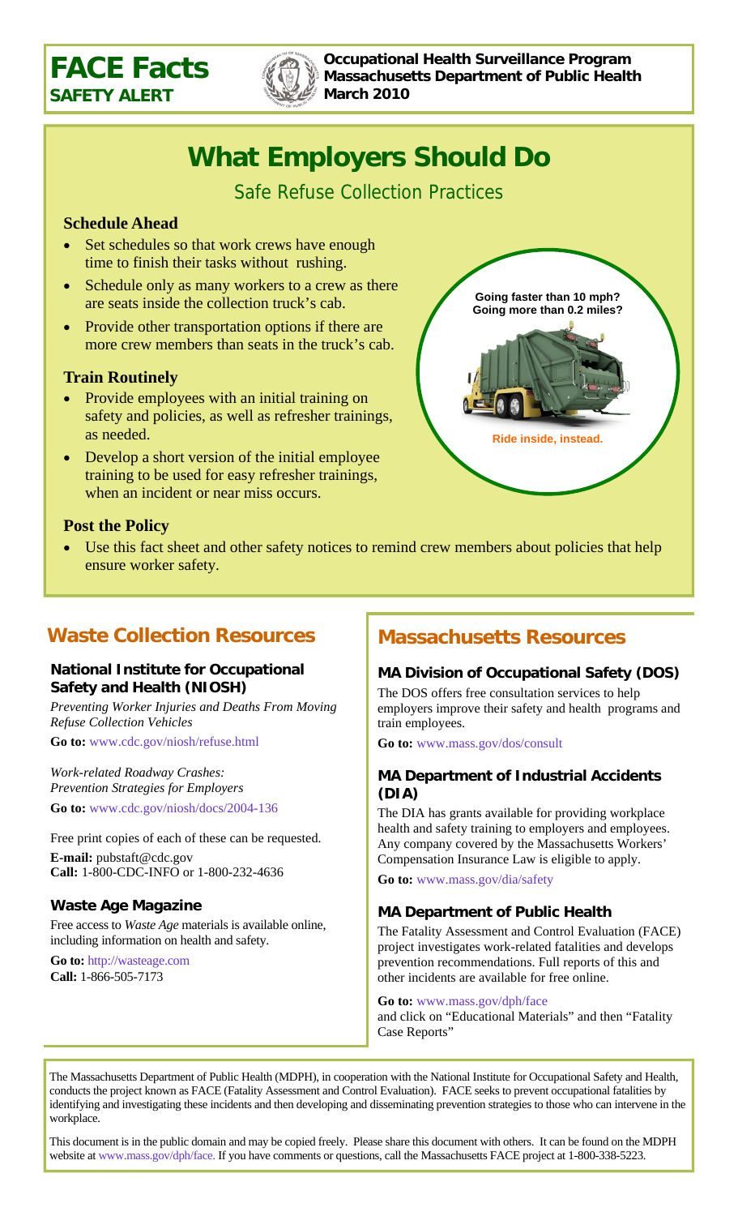# FACE Facts

**SAFETY ALERT**

**Occupational Health Surveillance Program**
**Massachusetts Department of Public Health**
**March 2010**

# What Employers Should Do

## Safe Refuse Collection Practices

### Schedule Ahead

- Set schedules so that work crews have enough time to finish their tasks without rushing.
- Schedule only as many workers to a crew as there are seats inside the collection truck's cab.
- Provide other transportation options if there are more crew members than seats in the truck's cab.

### Train Routinely

- Provide employees with an initial training on safety and policies, as well as refresher trainings, as needed.
- Develop a short version of the initial employee training to be used for easy refresher trainings, when an incident or near miss occurs.

**Going faster than 10 mph?**
**Going more than 0.2 miles?**

**Ride inside, instead.**

### Post the Policy

- Use this fact sheet and other safety notices to remind crew members about policies that help ensure worker safety.

## Waste Collection Resources

### National Institute for Occupational Safety and Health (NIOSH)

*Preventing Worker Injuries and Deaths From Moving Refuse Collection Vehicles*

**Go to:** www.cdc.gov/niosh/refuse.html

*Work-related Roadway Crashes: Prevention Strategies for Employers*

**Go to:** www.cdc.gov/niosh/docs/2004-136

Free print copies of each of these can be requested.

**E-mail:** pubstaft@cdc.gov
**Call:** 1-800-CDC-INFO or 1-800-232-4636

### Waste Age Magazine

Free access to *Waste Age* materials is available online, including information on health and safety.

**Go to:** http://wasteage.com
**Call:** 1-866-505-7173

## Massachusetts Resources

### MA Division of Occupational Safety (DOS)

The DOS offers free consultation services to help employers improve their safety and health programs and train employees.

**Go to:** www.mass.gov/dos/consult

### MA Department of Industrial Accidents (DIA)

The DIA has grants available for providing workplace health and safety training to employers and employees. Any company covered by the Massachusetts Workers' Compensation Insurance Law is eligible to apply.

**Go to:** www.mass.gov/dia/safety

### MA Department of Public Health

The Fatality Assessment and Control Evaluation (FACE) project investigates work-related fatalities and develops prevention recommendations. Full reports of this and other incidents are available for free online.

**Go to:** www.mass.gov/dph/face
and click on "Educational Materials" and then "Fatality Case Reports"

The Massachusetts Department of Public Health (MDPH), in cooperation with the National Institute for Occupational Safety and Health, conducts the project known as FACE (Fatality Assessment and Control Evaluation). FACE seeks to prevent occupational fatalities by identifying and investigating these incidents and then developing and disseminating prevention strategies to those who can intervene in the workplace.

This document is in the public domain and may be copied freely. Please share this document with others. It can be found on the MDPH website at www.mass.gov/dph/face. If you have comments or questions, call the Massachusetts FACE project at 1-800-338-5223.